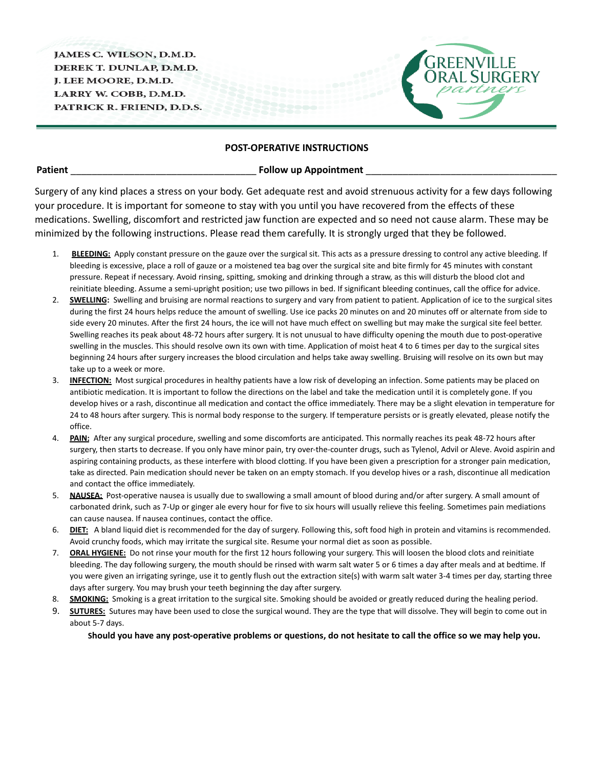JAMES C. WILSON, D.M.D.
DEREK T. DUNLAP, D.M.D.
J. LEE MOORE, D.M.D.
LARRY W. COBB, D.M.D.
PATRICK R. FRIEND, D.D.S.

GREENVILLE ORAL SURGERY *partners*

## POST-OPERATIVE INSTRUCTIONS

**Patient** ___________________________________ **Follow up Appointment** ___________________________________

Surgery of any kind places a stress on your body. Get adequate rest and avoid strenuous activity for a few days following your procedure. It is important for someone to stay with you until you have recovered from the effects of these medications. Swelling, discomfort and restricted jaw function are expected and so need not cause alarm. These may be minimized by the following instructions. Please read them carefully. It is strongly urged that they be followed.

1. **BLEEDING:** Apply constant pressure on the gauze over the surgical sit. This acts as a pressure dressing to control any active bleeding. If bleeding is excessive, place a roll of gauze or a moistened tea bag over the surgical site and bite firmly for 45 minutes with constant pressure. Repeat if necessary. Avoid rinsing, spitting, smoking and drinking through a straw, as this will disturb the blood clot and reinitiate bleeding. Assume a semi-upright position; use two pillows in bed. If significant bleeding continues, call the office for advice.
2. **SWELLING:** Swelling and bruising are normal reactions to surgery and vary from patient to patient. Application of ice to the surgical sites during the first 24 hours helps reduce the amount of swelling. Use ice packs 20 minutes on and 20 minutes off or alternate from side to side every 20 minutes. After the first 24 hours, the ice will not have much effect on swelling but may make the surgical site feel better. Swelling reaches its peak about 48-72 hours after surgery. It is not unusual to have difficulty opening the mouth due to post-operative swelling in the muscles. This should resolve own its own with time. Application of moist heat 4 to 6 times per day to the surgical sites beginning 24 hours after surgery increases the blood circulation and helps take away swelling. Bruising will resolve on its own but may take up to a week or more.
3. **INFECTION:** Most surgical procedures in healthy patients have a low risk of developing an infection. Some patients may be placed on antibiotic medication. It is important to follow the directions on the label and take the medication until it is completely gone. If you develop hives or a rash, discontinue all medication and contact the office immediately. There may be a slight elevation in temperature for 24 to 48 hours after surgery. This is normal body response to the surgery. If temperature persists or is greatly elevated, please notify the office.
4. **PAIN:** After any surgical procedure, swelling and some discomforts are anticipated. This normally reaches its peak 48-72 hours after surgery, then starts to decrease. If you only have minor pain, try over-the-counter drugs, such as Tylenol, Advil or Aleve. Avoid aspirin and aspiring containing products, as these interfere with blood clotting. If you have been given a prescription for a stronger pain medication, take as directed. Pain medication should never be taken on an empty stomach. If you develop hives or a rash, discontinue all medication and contact the office immediately.
5. **NAUSEA:** Post-operative nausea is usually due to swallowing a small amount of blood during and/or after surgery. A small amount of carbonated drink, such as 7-Up or ginger ale every hour for five to six hours will usually relieve this feeling. Sometimes pain mediations can cause nausea. If nausea continues, contact the office.
6. **DIET:** A bland liquid diet is recommended for the day of surgery. Following this, soft food high in protein and vitamins is recommended. Avoid crunchy foods, which may irritate the surgical site. Resume your normal diet as soon as possible.
7. **ORAL HYGIENE:** Do not rinse your mouth for the first 12 hours following your surgery. This will loosen the blood clots and reinitiate bleeding. The day following surgery, the mouth should be rinsed with warm salt water 5 or 6 times a day after meals and at bedtime. If you were given an irrigating syringe, use it to gently flush out the extraction site(s) with warm salt water 3-4 times per day, starting three days after surgery. You may brush your teeth beginning the day after surgery.
8. **SMOKING:** Smoking is a great irritation to the surgical site. Smoking should be avoided or greatly reduced during the healing period.
9. **SUTURES:** Sutures may have been used to close the surgical wound. They are the type that will dissolve. They will begin to come out in about 5-7 days.

**Should you have any post-operative problems or questions, do not hesitate to call the office so we may help you.**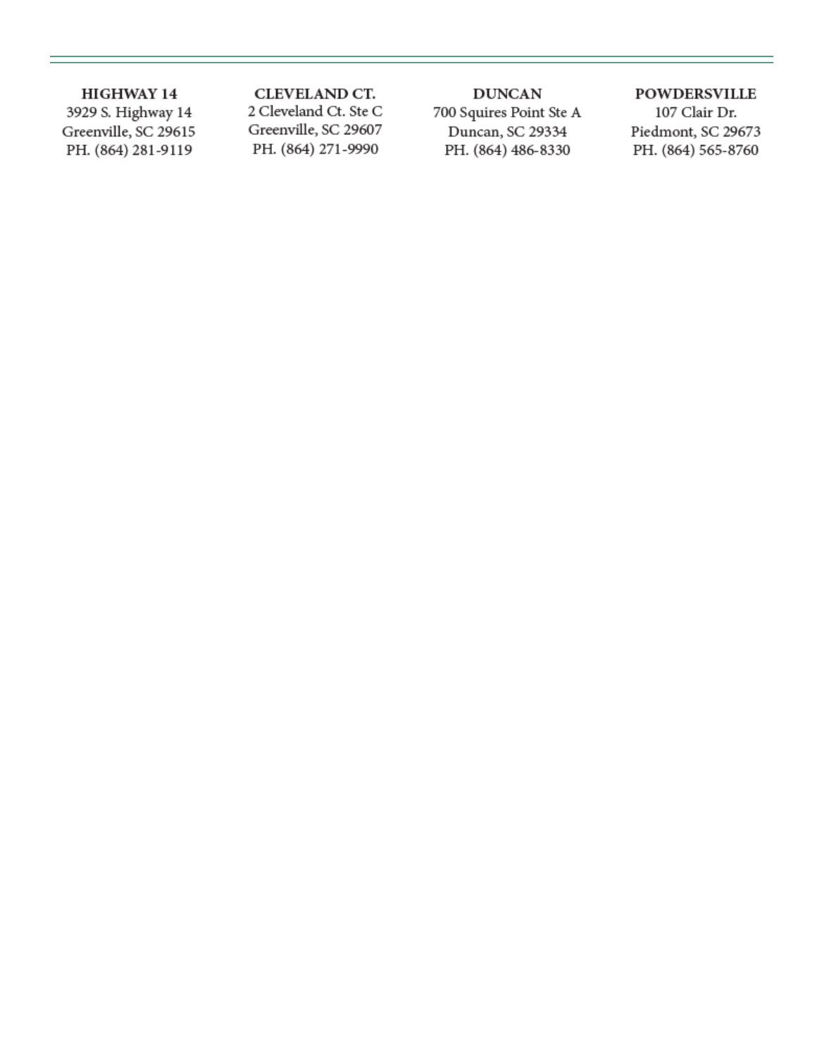**HIGHWAY 14**
3929 S. Highway 14
Greenville, SC 29615
PH. (864) 281-9119

**CLEVELAND CT.**
2 Cleveland Ct. Ste C
Greenville, SC 29607
PH. (864) 271-9990

**DUNCAN**
700 Squires Point Ste A
Duncan, SC 29334
PH. (864) 486-8330

**POWDERSVILLE**
107 Clair Dr.
Piedmont, SC 29673
PH. (864) 565-8760